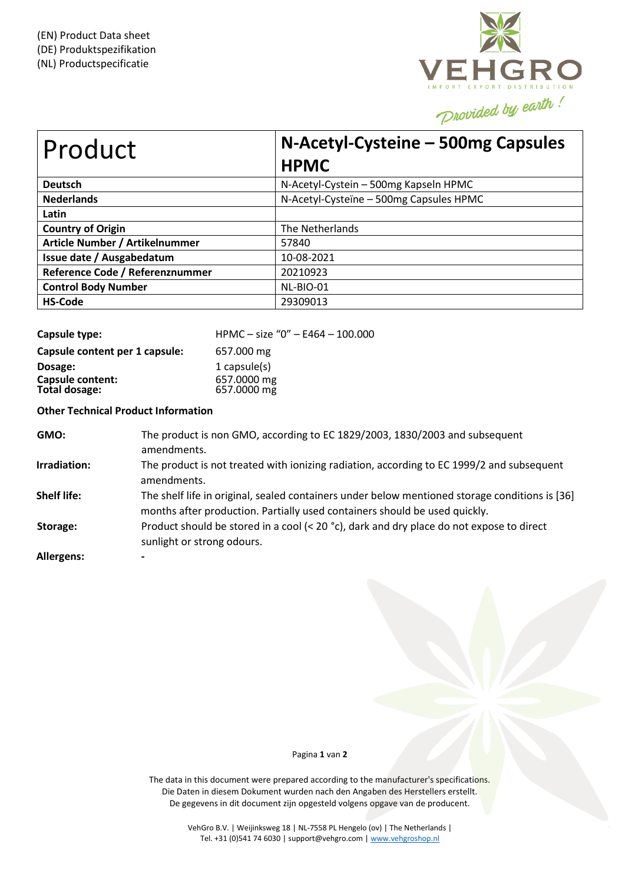(EN) Product Data sheet
(DE) Produktspezifikation
(NL) Productspecificatie

VEHGRO
IMPORT EXPORT DISTRIBUTION
Provided by earth !

| Product | N-Acetyl-Cysteine – 500mg Capsules HPMC |
|---|---|
| **Deutsch** | N-Acetyl-Cystein – 500mg Kapseln HPMC |
| **Nederlands** | N-Acetyl-Cysteïne – 500mg Capsules HPMC |
| **Latin** | |
| **Country of Origin** | The Netherlands |
| **Article Number / Artikelnummer** | 57840 |
| **Issue date / Ausgabedatum** | 10-08-2021 |
| **Reference Code / Referenznummer** | 20210923 |
| **Control Body Number** | NL-BIO-01 |
| **HS-Code** | 29309013 |

**Capsule type:** HPMC – size “0” – E464 – 100.000

**Capsule content per 1 capsule:** 657.000 mg

**Dosage:** 1 capsule(s)

**Capsule content:** 657.0000 mg

**Total dosage:** 657.0000 mg

**Other Technical Product Information**

**GMO:** The product is non GMO, according to EC 1829/2003, 1830/2003 and subsequent amendments.

**Irradiation:** The product is not treated with ionizing radiation, according to EC 1999/2 and subsequent amendments.

**Shelf life:** The shelf life in original, sealed containers under below mentioned storage conditions is [36] months after production. Partially used containers should be used quickly.

**Storage:** Product should be stored in a cool (< 20 °c), dark and dry place do not expose to direct sunlight or strong odours.

**Allergens:** -

The data in this document were prepared according to the manufacturer's specifications.
Die Daten in diesem Dokument wurden nach den Angaben des Herstellers erstellt.
De gegevens in dit document zijn opgesteld volgens opgave van de producent.

VehGro B.V. | Weijinksweg 18 | NL-7558 PL Hengelo (ov) | The Netherlands |
Tel. +31 (0)541 74 6030 | support@vehgro.com | www.vehgroshop.nl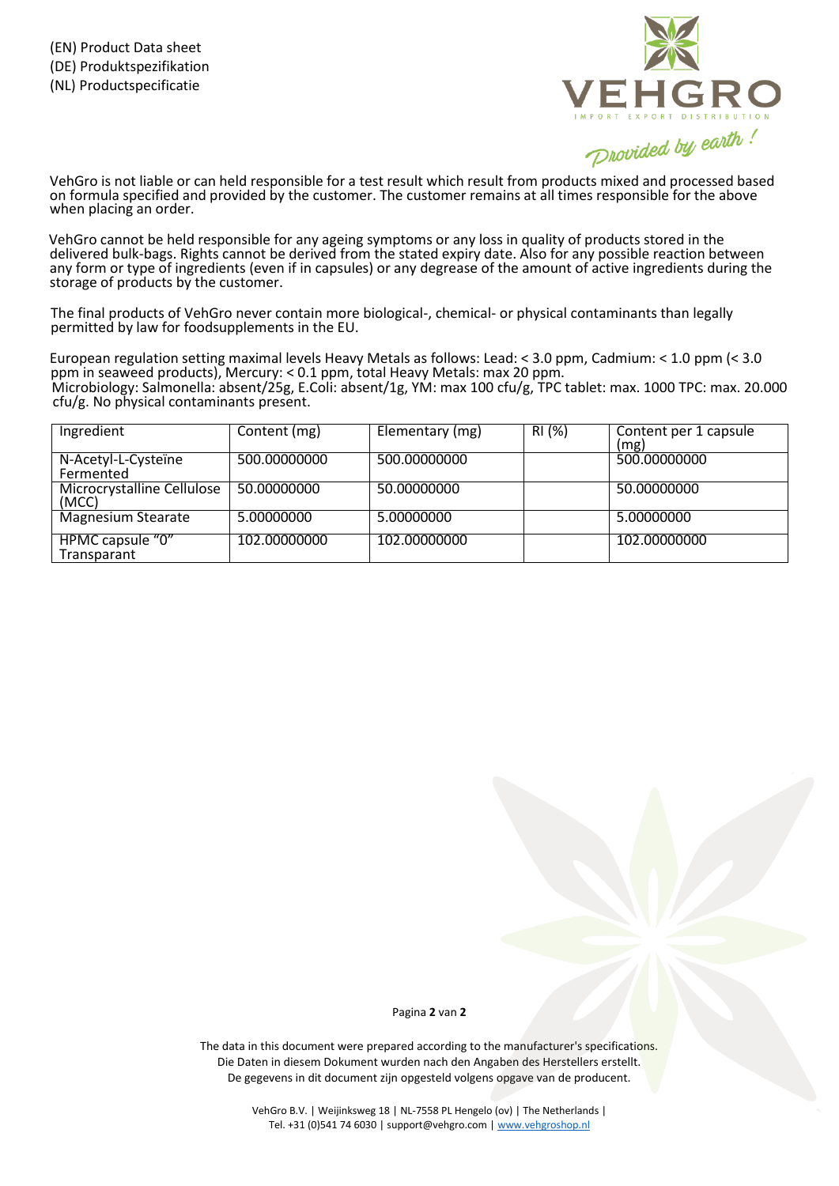(EN) Product Data sheet
(DE) Produktspezifikation
(NL) Productspecificatie

VehGro is not liable or can held responsible for a test result which result from products mixed and processed based on formula specified and provided by the customer. The customer remains at all times responsible for the above when placing an order.

VehGro cannot be held responsible for any ageing symptoms or any loss in quality of products stored in the delivered bulk-bags. Rights cannot be derived from the stated expiry date. Also for any possible reaction between any form or type of ingredients (even if in capsules) or any degrease of the amount of active ingredients during the storage of products by the customer.

The final products of VehGro never contain more biological-, chemical- or physical contaminants than legally permitted by law for foodsupplements in the EU.

European regulation setting maximal levels Heavy Metals as follows: Lead: < 3.0 ppm, Cadmium: < 1.0 ppm (< 3.0 ppm in seaweed products), Mercury: < 0.1 ppm, total Heavy Metals: max 20 ppm.
Microbiology: Salmonella: absent/25g, E.Coli: absent/1g, YM: max 100 cfu/g, TPC tablet: max. 1000 TPC: max. 20.000 cfu/g. No physical contaminants present.

| Ingredient | Content (mg) | Elementary (mg) | RI (%) | Content per 1 capsule (mg) |
|---|---|---|---|---|
| N-Acetyl-L-Cysteïne Fermented | 500.00000000 | 500.00000000 | | 500.00000000 |
| Microcrystalline Cellulose (MCC) | 50.00000000 | 50.00000000 | | 50.00000000 |
| Magnesium Stearate | 5.00000000 | 5.00000000 | | 5.00000000 |
| HPMC capsule "0" Transparant | 102.00000000 | 102.00000000 | | 102.00000000 |

The data in this document were prepared according to the manufacturer's specifications.
Die Daten in diesem Dokument wurden nach den Angaben des Herstellers erstellt.
De gegevens in dit document zijn opgesteld volgens opgave van de producent.

VehGro B.V. | Weijinksweg 18 | NL-7558 PL Hengelo (ov) | The Netherlands |
Tel. +31 (0)541 74 6030 | support@vehgro.com | www.vehgroshop.nl